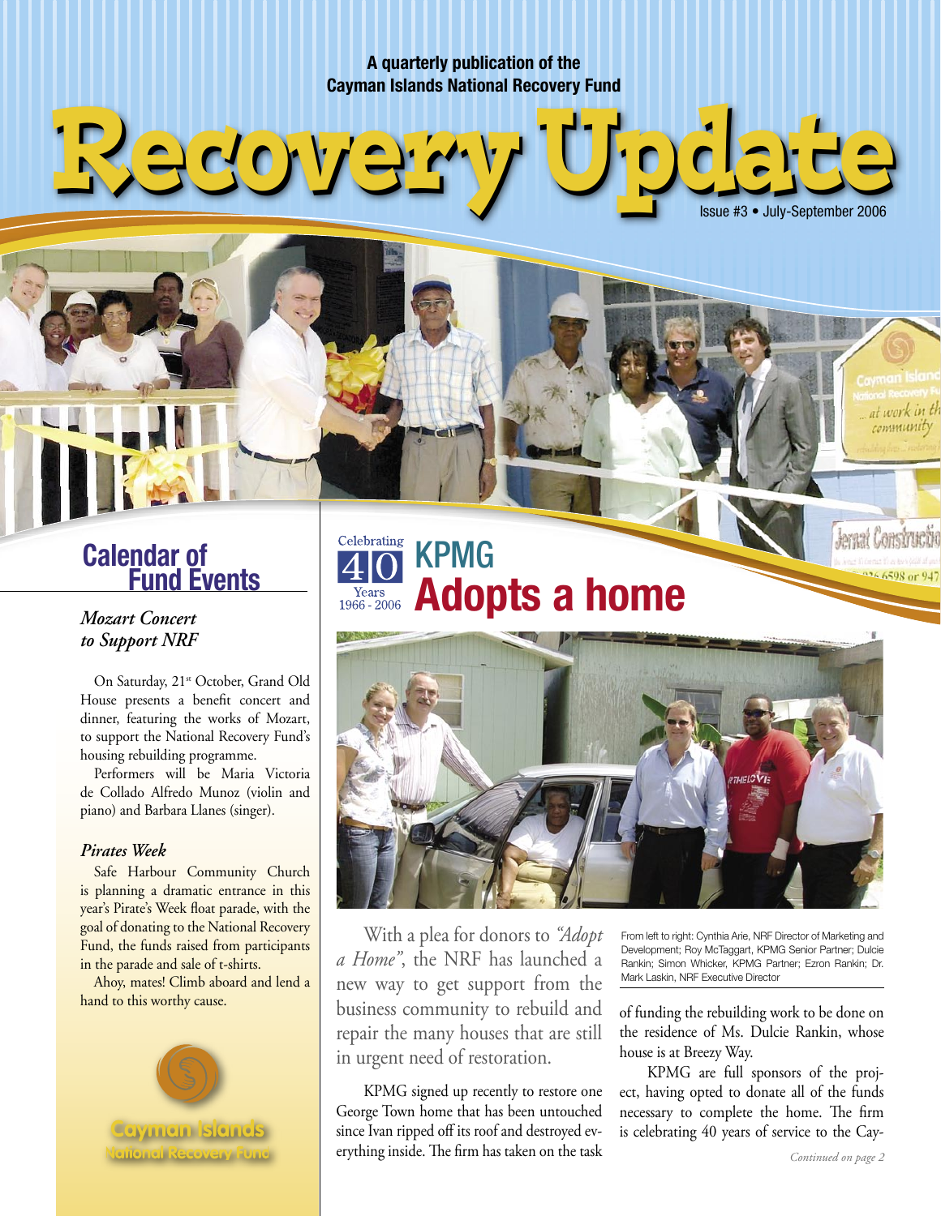A quarterly publication of the Cayman Islands National Recovery Fund

# Recovery Update

Issue #3 • July-September 2006

## Calendar of Fund Events

### *Mozart Concert to Support NRF*

On Saturday, 21st October, Grand Old House presents a benefit concert and dinner, featuring the works of Mozart, to support the National Recovery Fund's housing rebuilding programme.

Performers will be Maria Victoria de Collado Alfredo Munoz (violin and piano) and Barbara Llanes (singer).

### *Pirates Week*

Safe Harbour Community Church is planning a dramatic entrance in this year's Pirate's Week float parade, with the goal of donating to the National Recovery Fund, the funds raised from participants in the parade and sale of t-shirts.

Ahoy, mates! Climb aboard and lend a hand to this worthy cause.

Cayman Islands National Recovery Fund

Celebrating 40 Years 1966 - 2006

## KPMG Adopts a home

From left to right: Cynthia Arie, NRF Director of Marketing and Development; Roy McTaggart, KPMG Senior Partner; Dulcie Rankin; Simon Whicker, KPMG Partner; Ezron Rankin; Dr. Mark Laskin, NRF Executive Director

With a plea for donors to *"Adopt a Home"*, the NRF has launched a new way to get support from the business community to rebuild and repair the many houses that are still in urgent need of restoration.

KPMG signed up recently to restore one George Town home that has been untouched since Ivan ripped off its roof and destroyed everything inside. The firm has taken on the task of funding the rebuilding work to be done on the residence of Ms. Dulcie Rankin, whose house is at Breezy Way.

KPMG are full sponsors of the project, having opted to donate all of the funds necessary to complete the home. The firm is celebrating 40 years of service to the Cay-

*Continued on page 2*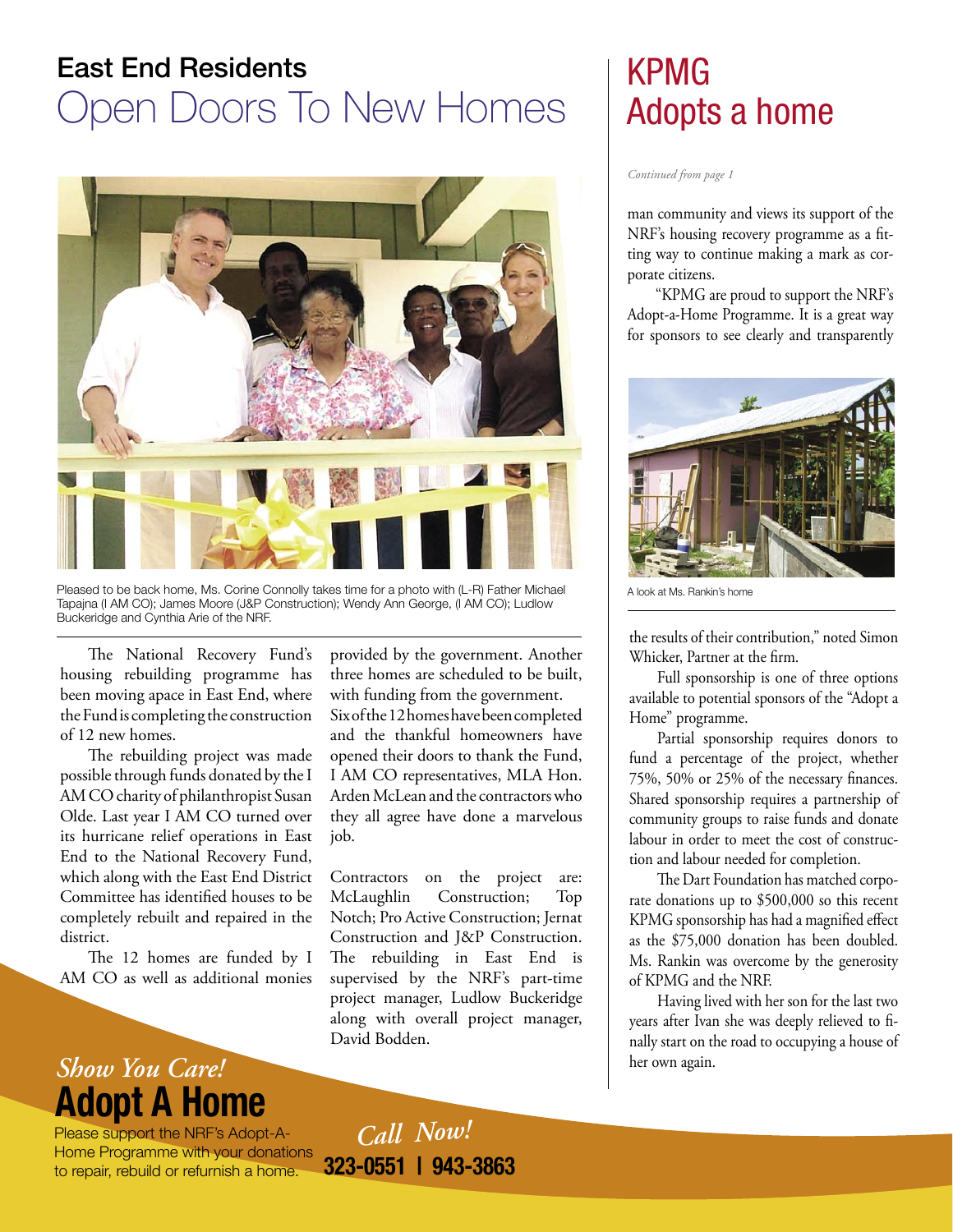## East End Residents
# Open Doors To New Homes

Pleased to be back home, Ms. Corine Connolly takes time for a photo with (L-R) Father Michael Tapajna (I AM CO); James Moore (J&P Construction); Wendy Ann George, (I AM CO); Ludlow Buckeridge and Cynthia Arie of the NRF.

The National Recovery Fund's housing rebuilding programme has been moving apace in East End, where the Fund is completing the construction of 12 new homes.

The rebuilding project was made possible through funds donated by the I AM CO charity of philanthropist Susan Olde. Last year I AM CO turned over its hurricane relief operations in East End to the National Recovery Fund, which along with the East End District Committee has identified houses to be completely rebuilt and repaired in the district.

The 12 homes are funded by I AM CO as well as additional monies provided by the government. Another three homes are scheduled to be built, with funding from the government. Six of the 12 homes have been completed and the thankful homeowners have opened their doors to thank the Fund, I AM CO representatives, MLA Hon. Arden McLean and the contractors who they all agree have done a marvelous job.

Contractors on the project are: McLaughlin Construction; Top Notch; Pro Active Construction; Jernat Construction and J&P Construction. The rebuilding in East End is supervised by the NRF's part-time project manager, Ludlow Buckeridge along with overall project manager, David Bodden.

# KPMG Adopts a home

*Continued from page 1*

man community and views its support of the NRF's housing recovery programme as a fitting way to continue making a mark as corporate citizens.

"KPMG are proud to support the NRF's Adopt-a-Home Programme. It is a great way for sponsors to see clearly and transparently the results of their contribution," noted Simon Whicker, Partner at the firm.

A look at Ms. Rankin's home

Full sponsorship is one of three options available to potential sponsors of the "Adopt a Home" programme.

Partial sponsorship requires donors to fund a percentage of the project, whether 75%, 50% or 25% of the necessary finances. Shared sponsorship requires a partnership of community groups to raise funds and donate labour in order to meet the cost of construction and labour needed for completion.

The Dart Foundation has matched corporate donations up to $500,000 so this recent KPMG sponsorship has had a magnified effect as the $75,000 donation has been doubled. Ms. Rankin was overcome by the generosity of KPMG and the NRF.

Having lived with her son for the last two years after Ivan she was deeply relieved to finally start on the road to occupying a house of her own again.

*Show You Care!*
## Adopt A Home

Please support the NRF's Adopt-A-Home Programme with your donations to repair, rebuild or refurnish a home.

*Call Now!*
**323-0551 | 943-3863**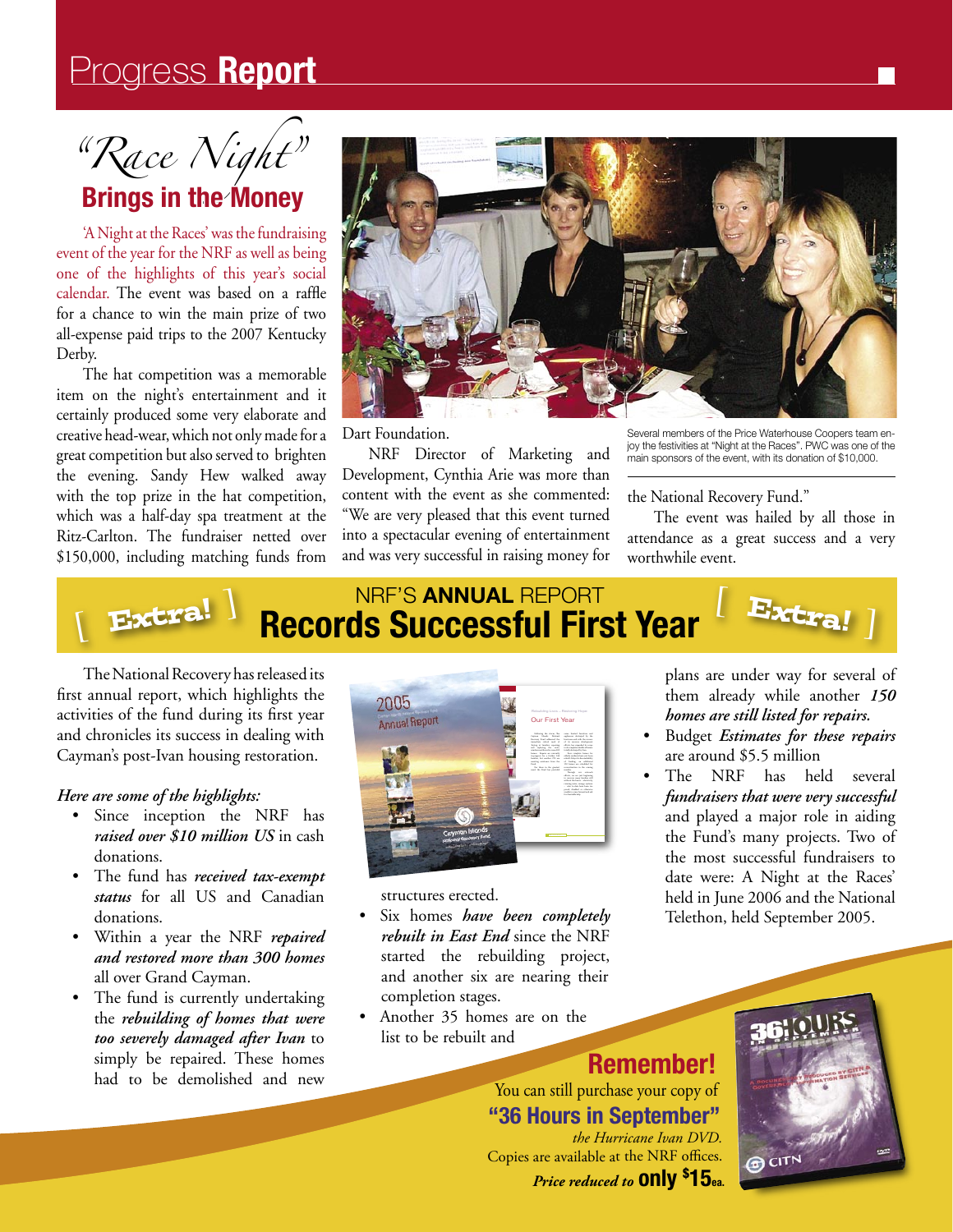# Progress **Report**

## "Race Night" Brings in the Money

'A Night at the Races' was the fundraising event of the year for the NRF as well as being one of the highlights of this year's social calendar. The event was based on a raffle for a chance to win the main prize of two all-expense paid trips to the 2007 Kentucky Derby.

The hat competition was a memorable item on the night's entertainment and it certainly produced some very elaborate and creative head-wear, which not only made for a great competition but also served to brighten the evening. Sandy Hew walked away with the top prize in the hat competition, which was a half-day spa treatment at the Ritz-Carlton. The fundraiser netted over $150,000, including matching funds from Dart Foundation.

NRF Director of Marketing and Development, Cynthia Arie was more than content with the event as she commented: "We are very pleased that this event turned into a spectacular evening of entertainment and was very successful in raising money for the National Recovery Fund."

The event was hailed by all those in attendance as a great success and a very worthwhile event.

Several members of the Price Waterhouse Coopers team enjoy the festivities at "Night at the Races". PWC was one of the main sponsors of the event, with its donation of $10,000.

## [ Extra! ] NRF'S **ANNUAL** REPORT Records Successful First Year [ Extra! ]

The National Recovery has released its first annual report, which highlights the activities of the fund during its first year and chronicles its success in dealing with Cayman's post-Ivan housing restoration.

*Here are some of the highlights:*

- Since inception the NRF has ***raised over $10 million US*** in cash donations.
- The fund has ***received tax-exempt status*** for all US and Canadian donations.
- Within a year the NRF ***repaired and restored more than 300 homes*** all over Grand Cayman.
- The fund is currently undertaking the ***rebuilding of homes that were too severely damaged after Ivan*** to simply be repaired. These homes had to be demolished and new structures erected.
- Six homes ***have been completely rebuilt in East End*** since the NRF started the rebuilding project, and another six are nearing their completion stages.
- Another 35 homes are on the list to be rebuilt and plans are under way for several of them already while another ***150 homes are still listed for repairs.***
- Budget ***Estimates for these repairs*** are around $5.5 million
- The NRF has held several ***fundraisers that were very successful*** and played a major role in aiding the Fund's many projects. Two of the most successful fundraisers to date were: A Night at the Races' held in June 2006 and the National Telethon, held September 2005.

## Remember!

You can still purchase your copy of **"36 Hours in September"** *the Hurricane Ivan DVD.* Copies are available at the NRF offices. ***Price reduced to*** **only $15ea.**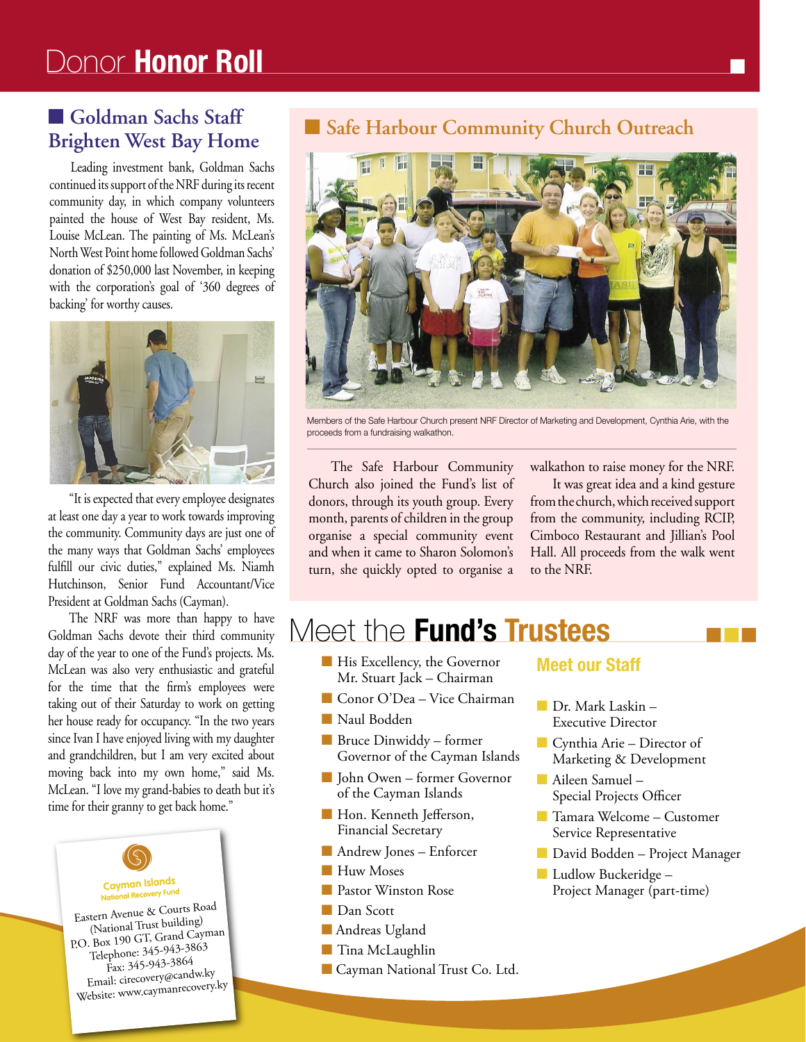# Donor **Honor Roll**

## Goldman Sachs Staff Brighten West Bay Home

Leading investment bank, Goldman Sachs continued its support of the NRF during its recent community day, in which company volunteers painted the house of West Bay resident, Ms. Louise McLean. The painting of Ms. McLean's North West Point home followed Goldman Sachs' donation of $250,000 last November, in keeping with the corporation's goal of '360 degrees of backing' for worthy causes.

"It is expected that every employee designates at least one day a year to work towards improving the community. Community days are just one of the many ways that Goldman Sachs' employees fulfill our civic duties," explained Ms. Niamh Hutchinson, Senior Fund Accountant/Vice President at Goldman Sachs (Cayman).

The NRF was more than happy to have Goldman Sachs devote their third community day of the year to one of the Fund's projects. Ms. McLean was also very enthusiastic and grateful for the time that the firm's employees were taking out of their Saturday to work on getting her house ready for occupancy. "In the two years since Ivan I have enjoyed living with my daughter and grandchildren, but I am very excited about moving back into my own home," said Ms. McLean. "I love my grand-babies to death but it's time for their granny to get back home."

Cayman Islands National Recovery Fund
Eastern Avenue & Courts Road
(National Trust building)
P.O. Box 190 GT, Grand Cayman
Telephone: 345-943-3863
Fax: 345-943-3864
Email: cirecovery@candw.ky
Website: www.caymanrecovery.ky

## Safe Harbour Community Church Outreach

Members of the Safe Harbour Church present NRF Director of Marketing and Development, Cynthia Arie, with the proceeds from a fundraising walkathon.

The Safe Harbour Community Church also joined the Fund's list of donors, through its youth group. Every month, parents of children in the group organise a special community event and when it came to Sharon Solomon's turn, she quickly opted to organise a walkathon to raise money for the NRF.

It was great idea and a kind gesture from the church, which received support from the community, including RCIP, Cimboco Restaurant and Jillian's Pool Hall. All proceeds from the walk went to the NRF.

# Meet the **Fund's Trustees**

- His Excellency, the Governor Mr. Stuart Jack – Chairman
- Conor O'Dea – Vice Chairman
- Naul Bodden
- Bruce Dinwiddy – former Governor of the Cayman Islands
- John Owen – former Governor of the Cayman Islands
- Hon. Kenneth Jefferson, Financial Secretary
- Andrew Jones – Enforcer
- Huw Moses
- Pastor Winston Rose
- Dan Scott
- Andreas Ugland
- Tina McLaughlin
- Cayman National Trust Co. Ltd.

## Meet our Staff

- Dr. Mark Laskin – Executive Director
- Cynthia Arie – Director of Marketing & Development
- Aileen Samuel – Special Projects Officer
- Tamara Welcome – Customer Service Representative
- David Bodden – Project Manager
- Ludlow Buckeridge – Project Manager (part-time)